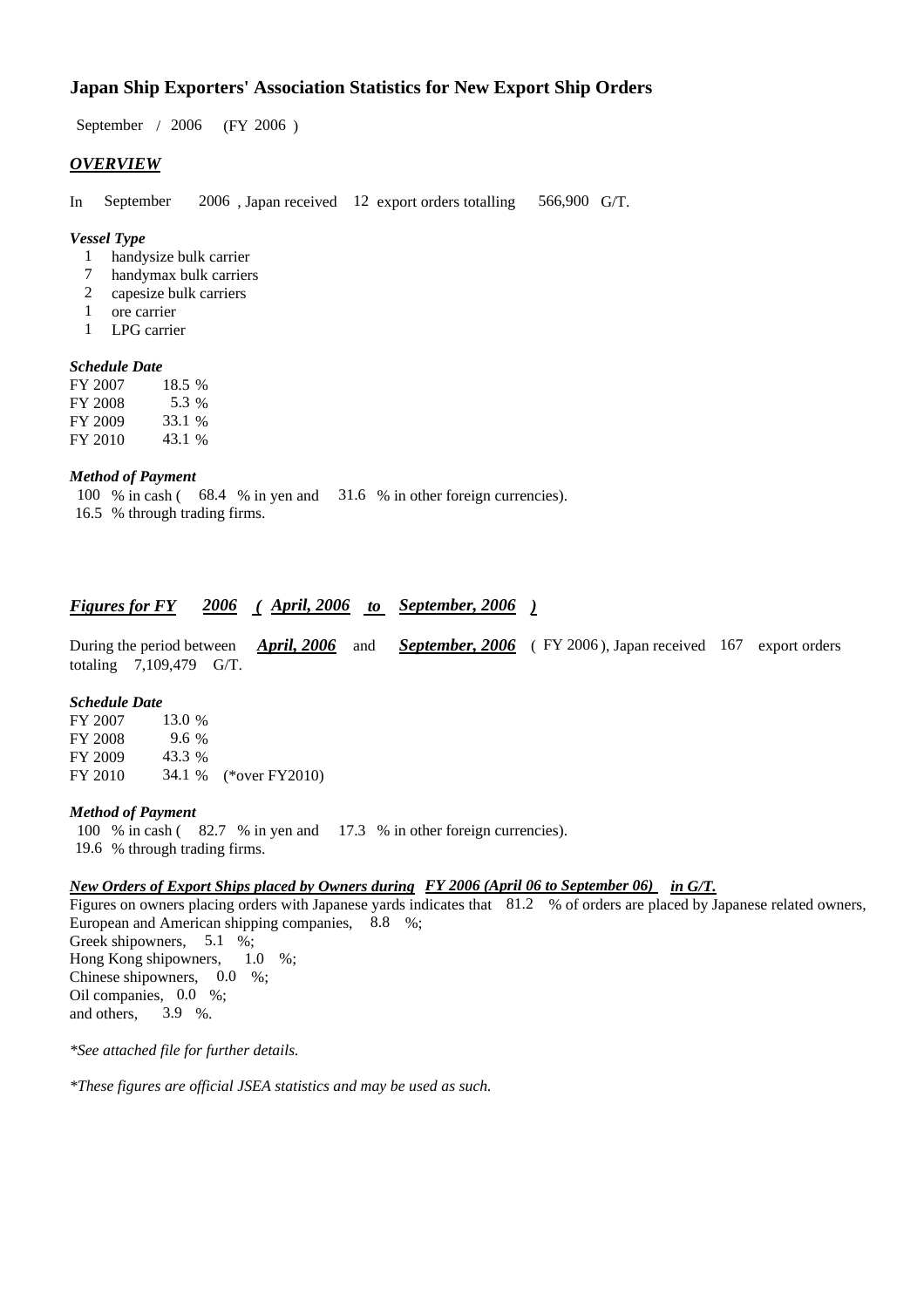# Japan Ship Exporters' Association Statistics for New Export Ship Orders

September / 2006 (FY 2006 )

## *OVERVIEW*

In September 2006 , Japan received 12 export orders totalling 566,900 G/T.

### *Vessel Type*

- 1 handysize bulk carrier
- 7 handymax bulk carriers
- 2 capesize bulk carriers
- 1 ore carrier
- 1 LPG carrier

### *Schedule Date*

| | |
|---|---|
| FY 2007 | 18.5 % |
| FY 2008 | 5.3 % |
| FY 2009 | 33.1 % |
| FY 2010 | 43.1 % |

### *Method of Payment*

100 % in cash ( 68.4 % in yen and 31.6 % in other foreign currencies).
16.5 % through trading firms.

## *Figures for FY 2006 ( April, 2006 to September, 2006 )*

During the period between ***April, 2006*** and ***September, 2006*** ( FY 2006 ), Japan received 167 export orders totaling 7,109,479 G/T.

### *Schedule Date*

| | | |
|---|---|---|
| FY 2007 | 13.0 % | |
| FY 2008 | 9.6 % | |
| FY 2009 | 43.3 % | |
| FY 2010 | 34.1 % | (*over FY2010) |

### *Method of Payment*

100 % in cash ( 82.7 % in yen and 17.3 % in other foreign currencies).
19.6 % through trading firms.

### *New Orders of Export Ships placed by Owners during FY 2006 (April 06 to September 06) in G/T.*

Figures on owners placing orders with Japanese yards indicates that 81.2 % of orders are placed by Japanese related owners,
European and American shipping companies, 8.8 %;
Greek shipowners, 5.1 %;
Hong Kong shipowners, 1.0 %;
Chinese shipowners, 0.0 %;
Oil companies, 0.0 %;
and others, 3.9 %.

*\*See attached file for further details.*

*\*These figures are official JSEA statistics and may be used as such.*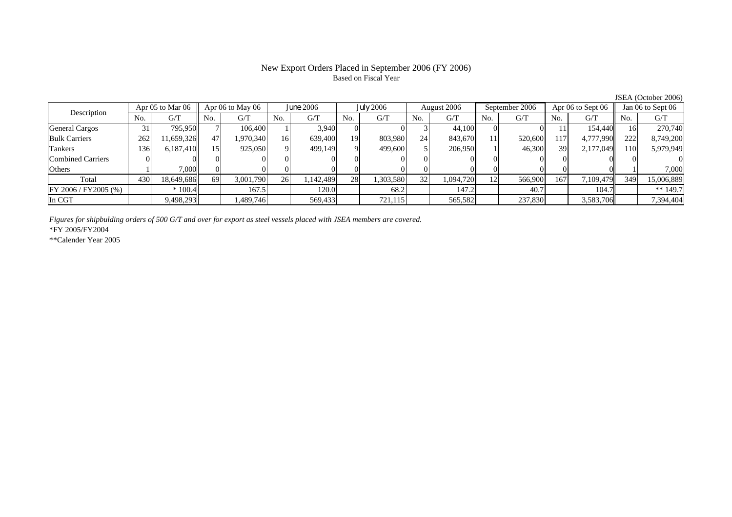# New Export Orders Placed in September 2006 (FY 2006)

Based on Fiscal Year

JSEA (October 2006)

| Description | Apr 05 to Mar 06 | | Apr 06 to May 06 | | June 2006 | | July 2006 | | August 2006 | | September 2006 | | Apr 06 to Sept 06 | | Jan 06 to Sept 06 | |
|---|---|---|---|---|---|---|---|---|---|---|---|---|---|---|---|---|
| | No. | G/T | No. | G/T | No. | G/T | No. | G/T | No. | G/T | No. | G/T | No. | G/T | No. | G/T |
| General Cargos | 31 | 795,950 | 7 | 106,400 | 1 | 3,940 | 0 | 0 | 3 | 44,100 | 0 | 0 | 11 | 154,440 | 16 | 270,740 |
| Bulk Carriers | 262 | 11,659,326 | 47 | 1,970,340 | 16 | 639,400 | 19 | 803,980 | 24 | 843,670 | 11 | 520,600 | 117 | 4,777,990 | 222 | 8,749,200 |
| Tankers | 136 | 6,187,410 | 15 | 925,050 | 9 | 499,149 | 9 | 499,600 | 5 | 206,950 | 1 | 46,300 | 39 | 2,177,049 | 110 | 5,979,949 |
| Combined Carriers | 0 | 0 | 0 | 0 | 0 | 0 | 0 | 0 | 0 | 0 | 0 | 0 | 0 | 0 | 0 | 0 |
| Others | 1 | 7,000 | 0 | 0 | 0 | 0 | 0 | 0 | 0 | 0 | 0 | 0 | 0 | 0 | 1 | 7,000 |
| Total | 430 | 18,649,686 | 69 | 3,001,790 | 26 | 1,142,489 | 28 | 1,303,580 | 32 | 1,094,720 | 12 | 566,900 | 167 | 7,109,479 | 349 | 15,006,889 |
| FY 2006 / FY2005 (%) | | * 100.4 | | 167.5 | | 120.0 | | 68.2 | | 147.2 | | 40.7 | | 104.7 | | ** 149.7 |
| In CGT | | 9,498,293 | | 1,489,746 | | 569,433 | | 721,115 | | 565,582 | | 237,830 | | 3,583,706 | | 7,394,404 |

*Figures for shipbulding orders of 500 G/T and over for export as steel vessels placed with JSEA members are covered.*

*FY 2005/FY2004

**Calender Year 2005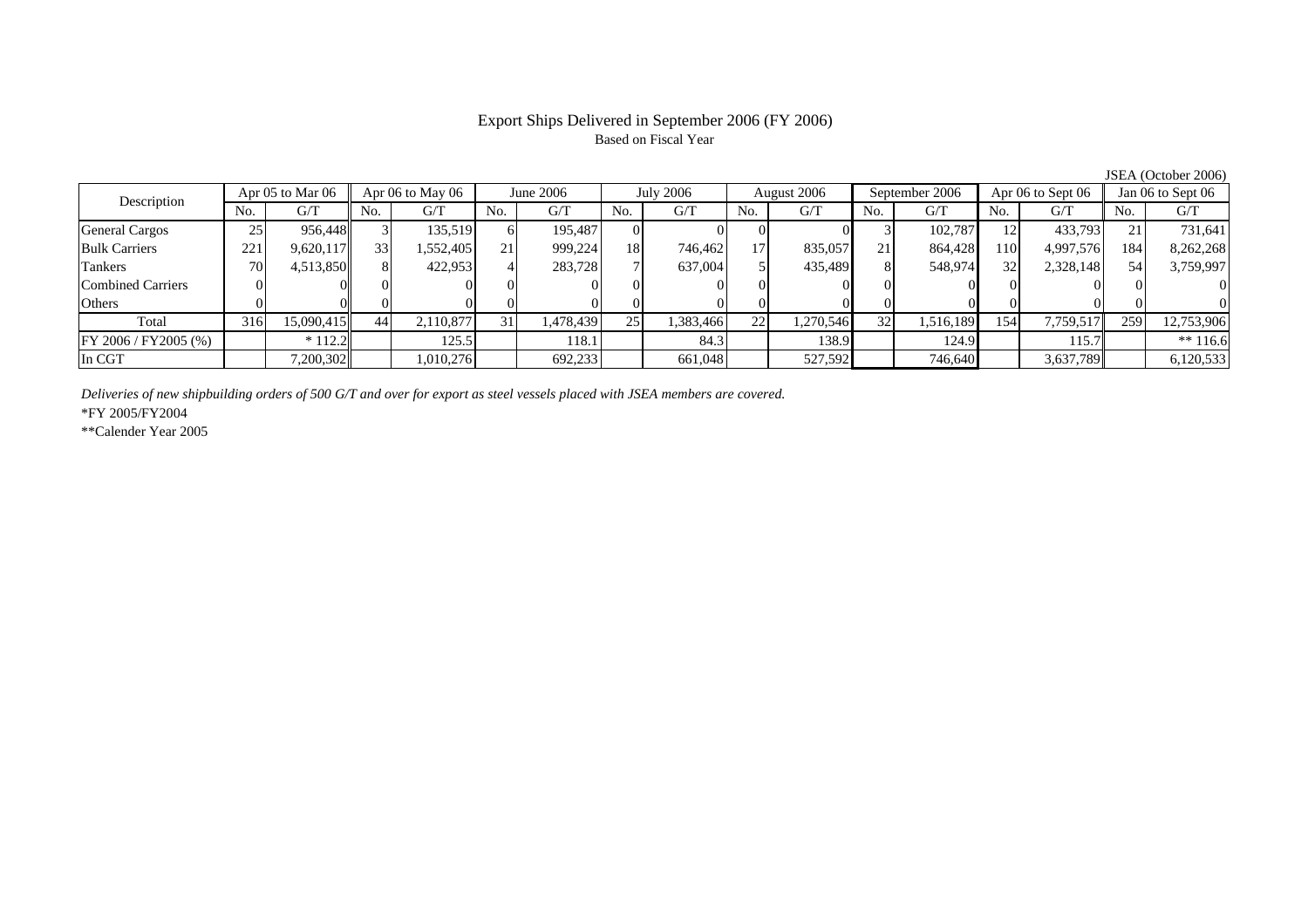# Export Ships Delivered in September 2006 (FY 2006)

Based on Fiscal Year

JSEA (October 2006)

| Description | Apr 05 to Mar 06 | | Apr 06 to May 06 | | June 2006 | | July 2006 | | August 2006 | | September 2006 | | Apr 06 to Sept 06 | | Jan 06 to Sept 06 | |
|---|---|---|---|---|---|---|---|---|---|---|---|---|---|---|---|---|
| | No. | G/T | No. | G/T | No. | G/T | No. | G/T | No. | G/T | No. | G/T | No. | G/T | No. | G/T |
| General Cargos | 25 | 956,448 | 3 | 135,519 | 6 | 195,487 | 0 | 0 | 0 | 0 | 3 | 102,787 | 12 | 433,793 | 21 | 731,641 |
| Bulk Carriers | 221 | 9,620,117 | 33 | 1,552,405 | 21 | 999,224 | 18 | 746,462 | 17 | 835,057 | 21 | 864,428 | 110 | 4,997,576 | 184 | 8,262,268 |
| Tankers | 70 | 4,513,850 | 8 | 422,953 | 4 | 283,728 | 7 | 637,004 | 5 | 435,489 | 8 | 548,974 | 32 | 2,328,148 | 54 | 3,759,997 |
| Combined Carriers | 0 | 0 | 0 | 0 | 0 | 0 | 0 | 0 | 0 | 0 | 0 | 0 | 0 | 0 | 0 | 0 |
| Others | 0 | 0 | 0 | 0 | 0 | 0 | 0 | 0 | 0 | 0 | 0 | 0 | 0 | 0 | 0 | 0 |
| Total | 316 | 15,090,415 | 44 | 2,110,877 | 31 | 1,478,439 | 25 | 1,383,466 | 22 | 1,270,546 | 32 | 1,516,189 | 154 | 7,759,517 | 259 | 12,753,906 |
| FY 2006 / FY2005 (%) | | * 112.2 | | 125.5 | | 118.1 | | 84.3 | | 138.9 | | 124.9 | | 115.7 | | ** 116.6 |
| In CGT | | 7,200,302 | | 1,010,276 | | 692,233 | | 661,048 | | 527,592 | | 746,640 | | 3,637,789 | | 6,120,533 |

*Deliveries of new shipbuilding orders of 500 G/T and over for export as steel vessels placed with JSEA members are covered.*

*FY 2005/FY2004

**Calender Year 2005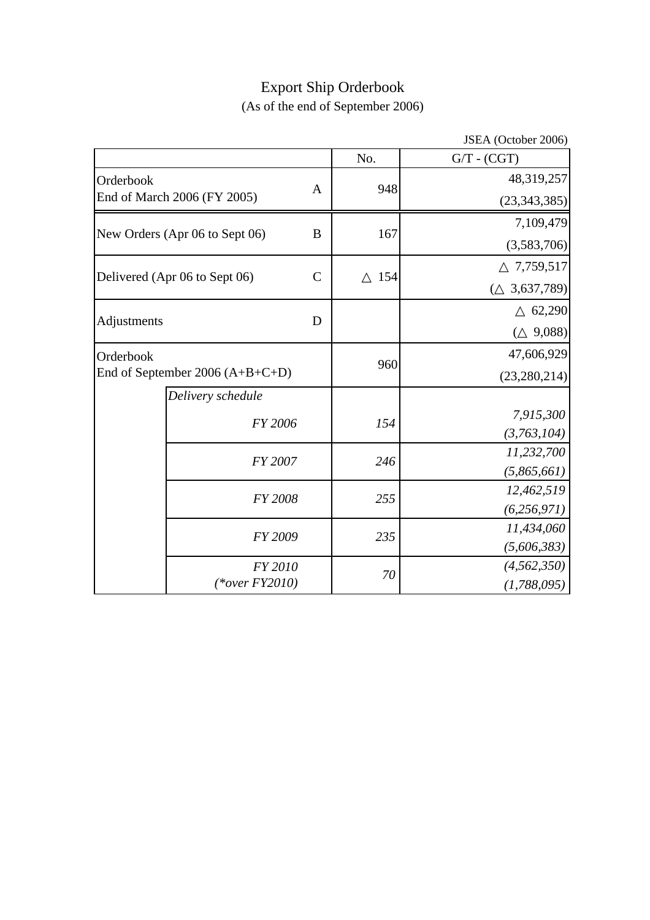# Export Ship Orderbook

(As of the end of September 2006)

JSEA (October 2006)

| | | | No. | G/T - (CGT) |
|---|---|---|---|---|
| Orderbook<br>End of March 2006 (FY 2005) | | A | 948 | 48,319,257<br>(23,343,385) |
| New Orders (Apr 06 to Sept 06) | | B | 167 | 7,109,479<br>(3,583,706) |
| Delivered (Apr 06 to Sept 06) | | C | △ 154 | △ 7,759,517<br>(△ 3,637,789) |
| Adjustments | | D | | △ 62,290<br>(△ 9,088) |
| Orderbook<br>End of September 2006 (A+B+C+D) | | | 960 | 47,606,929<br>(23,280,214) |
| | *Delivery schedule*<br>*FY 2006* | | *154* | *7,915,300*<br>*(3,763,104)* |
| | *FY 2007* | | *246* | *11,232,700*<br>*(5,865,661)* |
| | *FY 2008* | | *255* | *12,462,519*<br>*(6,256,971)* |
| | *FY 2009* | | *235* | *11,434,060*<br>*(5,606,383)* |
| | *FY 2010*<br>*(*over FY2010)* | | *70* | *(4,562,350)*<br>*(1,788,095)* |